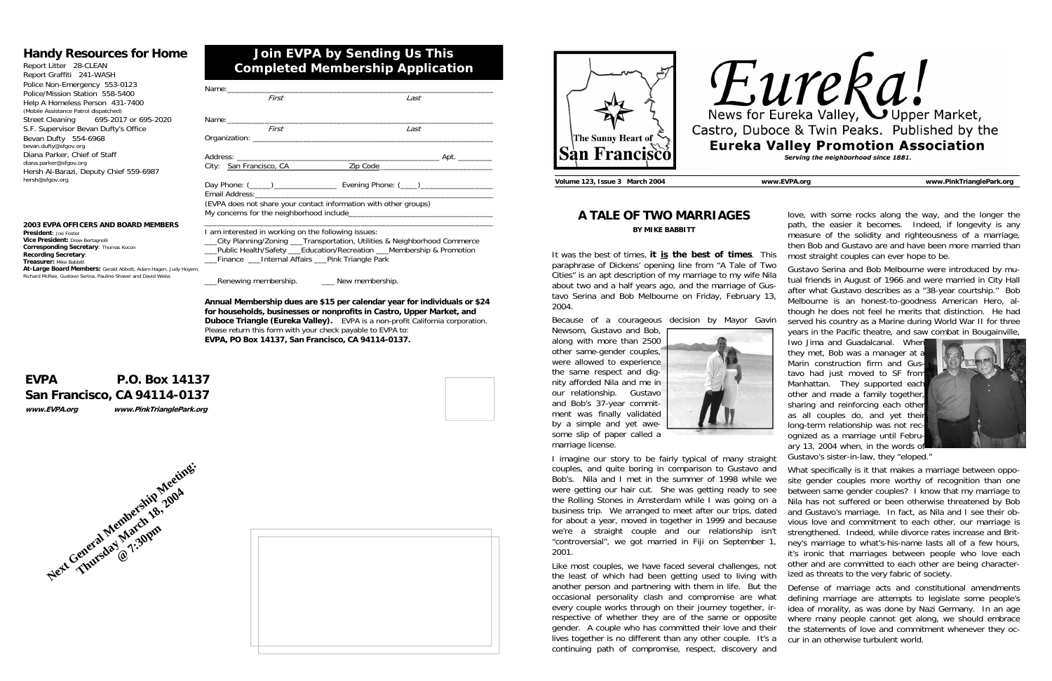## Handy Resources for Home

Report Litter 28-CLEAN
Report Graffiti 241-WASH
Police Non-Emergency 553-0123
Police/Mission Station 558-5400
Help A Homeless Person 431-7400
(Mobile Assistance Patrol dispatched)
Street Cleaning 695-2017 or 695-2020
S.F. Supervisor Bevan Dufty's Office
Bevan Dufty 554-6968
bevan.dufty@sfgov.org
Diana Parker, Chief of Staff
diana.parker@sfgov.org
Hersh Al-Barazi, Deputy Chief 559-6987
hersh@sfgov.org

**2003 EVPA OFFICERS AND BOARD MEMBERS**
**President**: Joe Foster
**Vice President:** Drew Bertagnolli
**Corresponding Secretary**: Thomas Kocon
**Recording Secretary**:
**Treasurer:** Mike Babbitt
**At-Large Board Members:** Gerald Abbott, Adam Hagen, Judy Hoyem, Richard McRee, Gustavo Serina, Pauline Shaver and David Weiss

## Join EVPA by Sending Us This Completed Membership Application

Name:______________________________________________
First Last

Name:______________________________________________
First Last

Organization: ________________________________________

Address: ___________________________________ Apt. ________
City: San Francisco, CA Zip Code__________________

Day Phone: (_____)______________ Evening Phone: (____)_______________
Email Address:_______________________________________
(EVPA does not share your contact information with other groups)
My concerns for the neighborhood include_______________________
___________________________________________________

I am interested in working on the following issues:
___City Planning/Zoning ___Transportation, Utilities & Neighborhood Commerce
___Public Health/Safety ___Education/Recreation ___Membership & Promotion
___Finance ___Internal Affairs ___Pink Triangle Park

___Renewing membership. ___ New membership.

**Annual Membership dues are $15 per calendar year for individuals or $24 for households, businesses or nonprofits in Castro, Upper Market, and Duboce Triangle (Eureka Valley).** EVPA is a non-profit California corporation. Please return this form with your check payable to EVPA to:
**EVPA, PO Box 14137, San Francisco, CA 94114-0137.**

**EVPA P.O. Box 14137**
**San Francisco, CA 94114-0137**
*www.EVPA.org www.PinkTrianglePark.org*

**Next General Membership Meeting: Thursday March 18, 2004 @ 7:30pm**

The Sunny Heart of San Francisco

# Eureka!

News for Eureka Valley, Upper Market, Castro, Duboce & Twin Peaks. Published by the
**Eureka Valley Promotion Association**
*Serving the neighborhood since 1881.*

**Volume 123, Issue 3 March 2004** www.EVPA.org www.PinkTrianglePark.org

## A TALE OF TWO MARRIAGES

**BY MIKE BABBITT**

It was the best of times, **it <u>is</u> the best of times**. This paraphrase of Dickens' opening line from "A Tale of Two Cities" is an apt description of my marriage to my wife Nila about two and a half years ago, and the marriage of Gustavo Serina and Bob Melbourne on Friday, February 13, 2004.

Because of a courageous decision by Mayor Gavin Newsom, Gustavo and Bob, along with more than 2500 other same-gender couples, were allowed to experience the same respect and dignity afforded Nila and me in our relationship. Gustavo and Bob's 37-year commitment was finally validated by a simple and yet awesome slip of paper called a marriage license.

I imagine our story to be fairly typical of many straight couples, and quite boring in comparison to Gustavo and Bob's. Nila and I met in the summer of 1998 while we were getting our hair cut. She was getting ready to see the Rolling Stones in Amsterdam while I was going on a business trip. We arranged to meet after our trips, dated for about a year, moved in together in 1999 and because we're a straight couple and our relationship isn't "controversial", we got married in Fiji on September 1, 2001.

Like most couples, we have faced several challenges, not the least of which had been getting used to living with another person and partnering with them in life. But the occasional personality clash and compromise are what every couple works through on their journey together, irrespective of whether they are of the same or opposite gender. A couple who has committed their love and their lives together is no different than any other couple. It's a continuing path of compromise, respect, discovery and love, with some rocks along the way, and the longer the path, the easier it becomes. Indeed, if longevity is any measure of the solidity and righteousness of a marriage, then Bob and Gustavo are and have been more married than most straight couples can ever hope to be.

Gustavo Serina and Bob Melbourne were introduced by mutual friends in August of 1966 and were married in City Hall after what Gustavo describes as a "38-year courtship." Bob Melbourne is an honest-to-goodness American Hero, although he does not feel he merits that distinction. He had served his country as a Marine during World War II for three years in the Pacific theatre, and saw combat in Bougainville, Iwo Jima and Guadalcanal. When they met, Bob was a manager at a Marin construction firm and Gustavo had just moved to SF from Manhattan. They supported each other and made a family together, sharing and reinforcing each other as all couples do, and yet their long-term relationship was not recognized as a marriage until February 13, 2004 when, in the words of Gustavo's sister-in-law, they "eloped."

What specifically is it that makes a marriage between opposite gender couples more worthy of recognition than one between same gender couples? I know that my marriage to Nila has not suffered or been otherwise threatened by Bob and Gustavo's marriage. In fact, as Nila and I see their obvious love and commitment to each other, our marriage is strengthened. Indeed, while divorce rates increase and Britney's marriage to what's-his-name lasts all of a few hours, it's ironic that marriages between people who love each other and are committed to each other are being characterized as threats to the very fabric of society.

Defense of marriage acts and constitutional amendments defining marriage are attempts to legislate some people's idea of morality, as was done by Nazi Germany. In an age where many people cannot get along, we should embrace the statements of love and commitment whenever they occur in an otherwise turbulent world.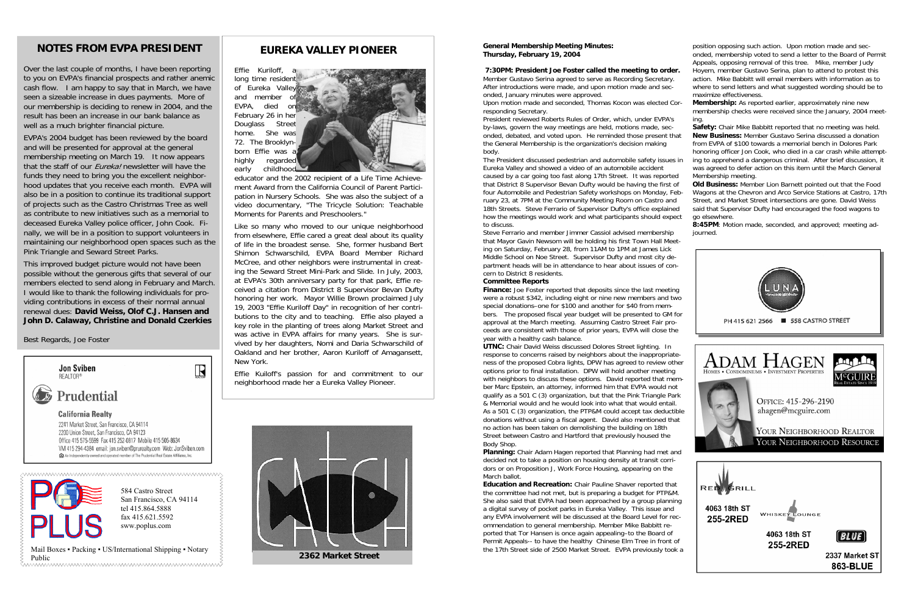## NOTES FROM EVPA PRESIDENT

Over the last couple of months, I have been reporting to you on EVPA's financial prospects and rather anemic cash flow. I am happy to say that in March, we have seen a sizeable increase in dues payments. More of our membership is deciding to renew in 2004, and the result has been an increase in our bank balance as well as a much brighter financial picture.

EVPA's 2004 budget has been reviewed by the board and will be presented for approval at the general membership meeting on March 19. It now appears that the staff of our *Eureka!* newsletter will have the funds they need to bring you the excellent neighborhood updates that you receive each month. EVPA will also be in a position to continue its traditional support of projects such as the Castro Christmas Tree as well as contribute to new initiatives such as a memorial to deceased Eureka Valley police officer, John Cook. Finally, we will be in a position to support volunteers in maintaining our neighborhood open spaces such as the Pink Triangle and Seward Street Parks.

This improved budget picture would not have been possible without the generous gifts that several of our members elected to send along in February and March. I would like to thank the following individuals for providing contributions in excess of their normal annual renewal dues: **David Weiss, Olof C.J. Hansen and John D. Calaway, Christine and Donald Czerkies**

Best Regards, Joe Foster

**Jon Sviben**
REALTOR®

**Prudential**

**California Realty**

2241 Market Street, San Francisco, CA 94114
2200 Union Street, San Francisco, CA 94123
Office 415 575-5599 Fax 415 252-0817 Mobile 415 505-8634
VM 415 294-4384 email: jon.sviben@prurealty.com Web: JonSviben.com
An independently owned and operated member of The Prudential Real Estate Affiliates, Inc.

**PO PLUS**

584 Castro Street
San Francisco, CA 94114
tel 415.864.5888
fax 415.621.5592
sww.poplus.com

Mail Boxes • Packing • US/International Shipping • Notary Public

## EUREKA VALLEY PIONEER

Effie Kuriloff, a long time resident of Eureka Valley and member of EVPA, died on February 26 in her Douglass Street home. She was 72. The Brooklyn-born Effie was a highly regarded early childhood educator and the 2002 recipient of a Life Time Achievement Award from the California Council of Parent Participation in Nursery Schools. She was also the subject of a video documentary, "The Tricycle Solution: Teachable Moments for Parents and Preschoolers."

Like so many who moved to our unique neighborhood from elsewhere, Effie cared a great deal about its quality of life in the broadest sense. She, former husband Bert Shimon Schwarschild, EVPA Board Member Richard McCree, and other neighbors were instrumental in creating the Seward Street Mini-Park and Slide. In July, 2003, at EVPA's 30th anniversary party for that park, Effie received a citation from District 8 Supervisor Bevan Dufty honoring her work. Mayor Willie Brown proclaimed July 19, 2003 "Effie Kuriloff Day" in recognition of her contributions to the city and to teaching. Effie also played a key role in the planting of trees along Market Street and was active in EVPA affairs for many years. She is survived by her daughters, Nomi and Daria Schwarschild of Oakland and her brother, Aaron Kuriloff of Amagansett, New York.

Effie Kuiloff's passion for and commitment to our neighborhood made her a Eureka Valley Pioneer.

CATCH

**2362 Market Street**

**General Membership Meeting Minutes:**
**Thursday, February 19, 2004**

**7:30PM: President Joe Foster called the meeting to order.** Member Gustavo Serina agreed to serve as Recording Secretary. After introductions were made, and upon motion made and seconded, January minutes were approved.

Upon motion made and seconded, Thomas Kocon was elected Corresponding Secretary.

President reviewed Roberts Rules of Order, which, under EVPA's by-laws, govern the way meetings are held, motions made, seconded, debated, and voted upon. He reminded those present that the General Membership is the organization's decision making body.

The President discussed pedestrian and automobile safety issues in Eureka Valley and showed a video of an automobile accident caused by a car going too fast along 17th Street. It was reported that District 8 Supervisor Bevan Dufty would be having the first of four Automobile and Pedestrian Safety workshops on Monday, February 23, at 7PM at the Community Meeting Room on Castro and 18th Streets. Steve Ferrario of Supervisor Dufty's office explained how the meetings would work and what participants should expect to discuss.

Steve Ferrario and member Jimmer Cassiol advised membership that Mayor Gavin Newsom will be holding his first Town Hall Meeting on Saturday, February 28, from 11AM to 1PM at James Lick Middle School on Noe Street. Supervisor Dufty and most city department heads will be in attendance to hear about issues of concern to District 8 residents.

**Committee Reports**

**Finance:** Joe Foster reported that deposits since the last meeting were a robust $342, including eight or nine new members and two special donations–one for $100 and another for $40 from members. The proposed fiscal year budget will be presented to GM for approval at the March meeting. Assuming Castro Street Fair proceeds are consistent with those of prior years, EVPA will close the year with a healthy cash balance.

**UTNC:** Chair David Weiss discussed Dolores Street lighting. In response to concerns raised by neighbors about the inappropriateness of the proposed Cobra lights, DPW has agreed to review other options prior to final installation. DPW will hold another meeting with neighbors to discuss these options. David reported that member Marc Epstein, an attorney, informed him that EVPA would not qualify as a 501 C (3) organization, but that the Pink Triangle Park & Memorial would and he would look into what that would entail. As a 501 C (3) organization, the PTP&M could accept tax deductible donations without using a fiscal agent. David also mentioned that no action has been taken on demolishing the building on 18th Street between Castro and Hartford that previously housed the Body Shop.

**Planning:** Chair Adam Hagen reported that Planning had met and decided not to take a position on housing density at transit corridors or on Proposition J, Work Force Housing, appearing on the March ballot.

**Education and Recreation:** Chair Pauline Shaver reported that the committee had not met, but is preparing a budget for PTP&M. She also said that EVPA had been approached by a group planning a digital survey of pocket parks in Eureka Valley. This issue and any EVPA involvement will be discussed at the Board Level for recommendation to general membership. Member Mike Babbitt reported that Tor Hansen is once again appealing–to the Board of Permit Appeals-- to have the healthy Chinese Elm Tree in front of the 17th Street side of 2500 Market Street. EVPA previously took a position opposing such action. Upon motion made and seconded, membership voted to send a letter to the Board of Permit Appeals, opposing removal of this tree. Mike, member Judy Hoyem, member Gustavo Serina, plan to attend to protest this action. Mike Babbitt will email members with information as to where to send letters and what suggested wording should be to maximize effectiveness.

**Membership:** As reported earlier, approximately nine new membership checks were received since the January, 2004 meeting.

**Safety:** Chair Mike Babbitt reported that no meeting was held.

**New Business:** Member Gustavo Serina discussed a donation from EVPA of $100 towards a memorial bench in Dolores Park honoring officer Jon Cook, who died in a car crash while attempting to apprehend a dangerous criminal. After brief discussion, it was agreed to defer action on this item until the March General Membership meeting.

**Old Business:** Member Lion Barnett pointed out that the Food Wagons at the Chevron and Arco Service Stations at Castro, 17th Street, and Market Street intersections are gone. David Weiss said that Supervisor Dufty had encouraged the food wagons to go elsewhere.

**8:45PM**: Motion made, seconded, and approved; meeting adjourned.

LUNA

PH 415 621 2566 ■ 558 CASTRO STREET

ADAM HAGEN
HOMES • CONDOMINIUMS • INVESTMENT PROPERTIES

McGUIRE
REAL ESTATE SINCE 1919

OFFICE: 415-296-2190
ahagen@mcguire.com

YOUR NEIGHBORHOOD REALTOR
YOUR NEIGHBORHOOD RESOURCE

RED GRILL
4063 18th ST
255-2RED

WHISKEY LOUNGE
4063 18th ST
255-2RED

BLUE
2337 Market ST
863-BLUE